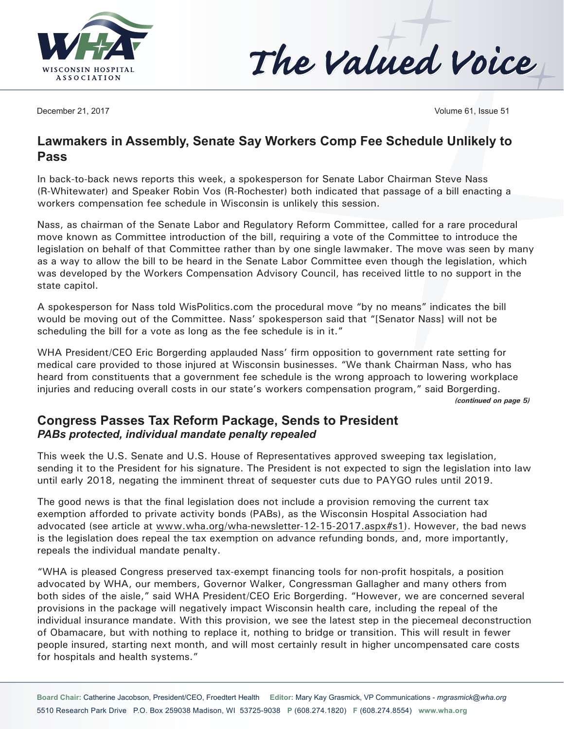## Lawmakers in Assembly, Senate Say Workers Comp Fee Schedule Unlikely to Pass

In back-to-back news reports this week, a spokesperson for Senate Labor Chairman Steve Nass (R-Whitewater) and Speaker Robin Vos (R-Rochester) both indicated that passage of a bill enacting a workers compensation fee schedule in Wisconsin is unlikely this session.

Nass, as chairman of the Senate Labor and Regulatory Reform Committee, called for a rare procedural move known as Committee introduction of the bill, requiring a vote of the Committee to introduce the legislation on behalf of that Committee rather than by one single lawmaker. The move was seen by many as a way to allow the bill to be heard in the Senate Labor Committee even though the legislation, which was developed by the Workers Compensation Advisory Council, has received little to no support in the state capitol.

A spokesperson for Nass told WisPolitics.com the procedural move "by no means" indicates the bill would be moving out of the Committee. Nass' spokesperson said that "[Senator Nass] will not be scheduling the bill for a vote as long as the fee schedule is in it."

WHA President/CEO Eric Borgerding applauded Nass' firm opposition to government rate setting for medical care provided to those injured at Wisconsin businesses. "We thank Chairman Nass, who has heard from constituents that a government fee schedule is the wrong approach to lowering workplace injuries and reducing overall costs in our state's workers compensation program," said Borgerding.

*(continued on page 5)*

## Congress Passes Tax Reform Package, Sends to President

***PABs protected, individual mandate penalty repealed***

This week the U.S. Senate and U.S. House of Representatives approved sweeping tax legislation, sending it to the President for his signature. The President is not expected to sign the legislation into law until early 2018, negating the imminent threat of sequester cuts due to PAYGO rules until 2019.

The good news is that the final legislation does not include a provision removing the current tax exemption afforded to private activity bonds (PABs), as the Wisconsin Hospital Association had advocated (see article at www.wha.org/wha-newsletter-12-15-2017.aspx#s1). However, the bad news is the legislation does repeal the tax exemption on advance refunding bonds, and, more importantly, repeals the individual mandate penalty.

"WHA is pleased Congress preserved tax-exempt financing tools for non-profit hospitals, a position advocated by WHA, our members, Governor Walker, Congressman Gallagher and many others from both sides of the aisle," said WHA President/CEO Eric Borgerding. "However, we are concerned several provisions in the package will negatively impact Wisconsin health care, including the repeal of the individual insurance mandate. With this provision, we see the latest step in the piecemeal deconstruction of Obamacare, but with nothing to replace it, nothing to bridge or transition. This will result in fewer people insured, starting next month, and will most certainly result in higher uncompensated care costs for hospitals and health systems."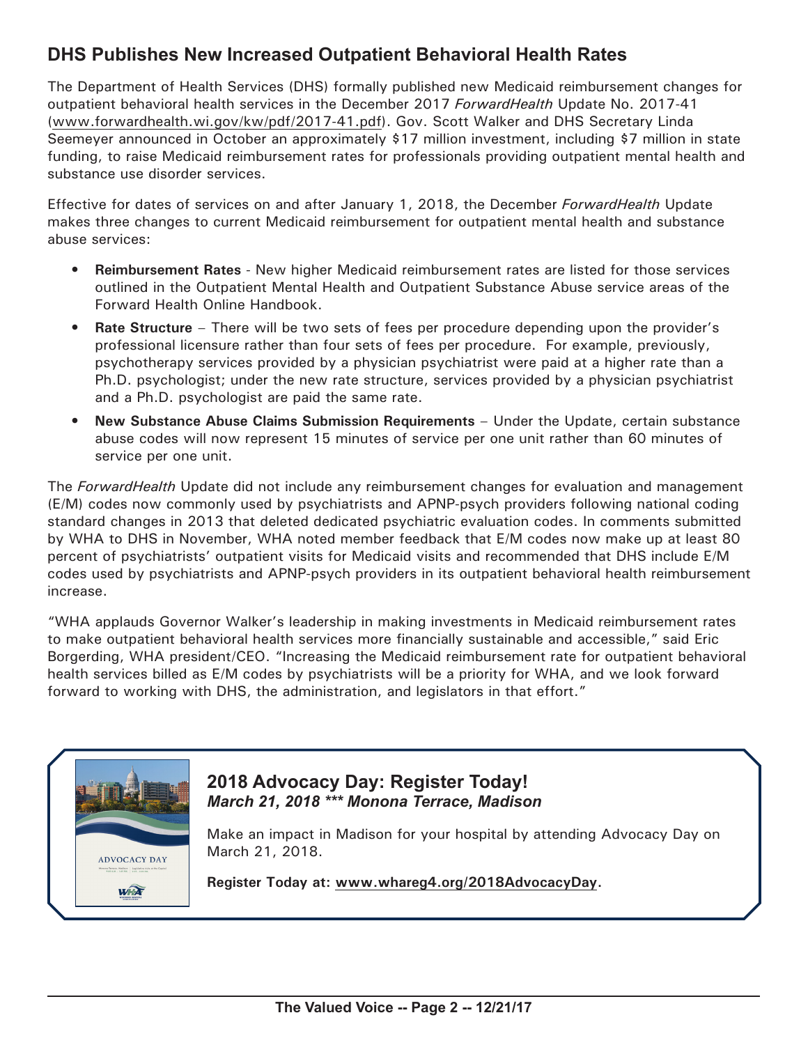## DHS Publishes New Increased Outpatient Behavioral Health Rates

The Department of Health Services (DHS) formally published new Medicaid reimbursement changes for outpatient behavioral health services in the December 2017 *ForwardHealth* Update No. 2017-41 (www.forwardhealth.wi.gov/kw/pdf/2017-41.pdf). Gov. Scott Walker and DHS Secretary Linda Seemeyer announced in October an approximately $17 million investment, including $7 million in state funding, to raise Medicaid reimbursement rates for professionals providing outpatient mental health and substance use disorder services.

Effective for dates of services on and after January 1, 2018, the December *ForwardHealth* Update makes three changes to current Medicaid reimbursement for outpatient mental health and substance abuse services:

- **Reimbursement Rates** - New higher Medicaid reimbursement rates are listed for those services outlined in the Outpatient Mental Health and Outpatient Substance Abuse service areas of the Forward Health Online Handbook.
- **Rate Structure** – There will be two sets of fees per procedure depending upon the provider's professional licensure rather than four sets of fees per procedure. For example, previously, psychotherapy services provided by a physician psychiatrist were paid at a higher rate than a Ph.D. psychologist; under the new rate structure, services provided by a physician psychiatrist and a Ph.D. psychologist are paid the same rate.
- **New Substance Abuse Claims Submission Requirements** – Under the Update, certain substance abuse codes will now represent 15 minutes of service per one unit rather than 60 minutes of service per one unit.

The *ForwardHealth* Update did not include any reimbursement changes for evaluation and management (E/M) codes now commonly used by psychiatrists and APNP-psych providers following national coding standard changes in 2013 that deleted dedicated psychiatric evaluation codes. In comments submitted by WHA to DHS in November, WHA noted member feedback that E/M codes now make up at least 80 percent of psychiatrists' outpatient visits for Medicaid visits and recommended that DHS include E/M codes used by psychiatrists and APNP-psych providers in its outpatient behavioral health reimbursement increase.

"WHA applauds Governor Walker's leadership in making investments in Medicaid reimbursement rates to make outpatient behavioral health services more financially sustainable and accessible," said Eric Borgerding, WHA president/CEO. "Increasing the Medicaid reimbursement rate for outpatient behavioral health services billed as E/M codes by psychiatrists will be a priority for WHA, and we look forward forward to working with DHS, the administration, and legislators in that effort."

### 2018 Advocacy Day: Register Today!

***March 21, 2018 \*\*\* Monona Terrace, Madison***

Make an impact in Madison for your hospital by attending Advocacy Day on March 21, 2018.

**Register Today at: www.whareg4.org/2018AdvocacyDay.**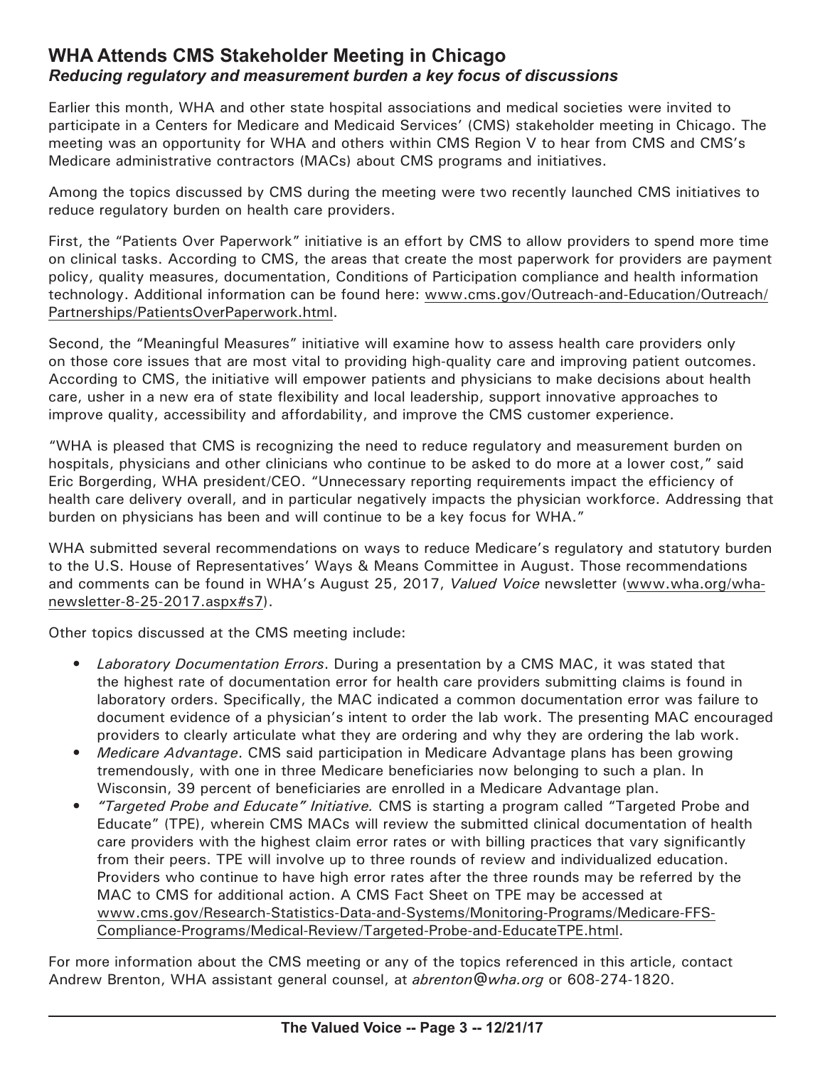## WHA Attends CMS Stakeholder Meeting in Chicago

### *Reducing regulatory and measurement burden a key focus of discussions*

Earlier this month, WHA and other state hospital associations and medical societies were invited to participate in a Centers for Medicare and Medicaid Services' (CMS) stakeholder meeting in Chicago. The meeting was an opportunity for WHA and others within CMS Region V to hear from CMS and CMS's Medicare administrative contractors (MACs) about CMS programs and initiatives.

Among the topics discussed by CMS during the meeting were two recently launched CMS initiatives to reduce regulatory burden on health care providers.

First, the "Patients Over Paperwork" initiative is an effort by CMS to allow providers to spend more time on clinical tasks. According to CMS, the areas that create the most paperwork for providers are payment policy, quality measures, documentation, Conditions of Participation compliance and health information technology. Additional information can be found here: www.cms.gov/Outreach-and-Education/Outreach/Partnerships/PatientsOverPaperwork.html.

Second, the "Meaningful Measures" initiative will examine how to assess health care providers only on those core issues that are most vital to providing high-quality care and improving patient outcomes. According to CMS, the initiative will empower patients and physicians to make decisions about health care, usher in a new era of state flexibility and local leadership, support innovative approaches to improve quality, accessibility and affordability, and improve the CMS customer experience.

"WHA is pleased that CMS is recognizing the need to reduce regulatory and measurement burden on hospitals, physicians and other clinicians who continue to be asked to do more at a lower cost," said Eric Borgerding, WHA president/CEO. "Unnecessary reporting requirements impact the efficiency of health care delivery overall, and in particular negatively impacts the physician workforce. Addressing that burden on physicians has been and will continue to be a key focus for WHA."

WHA submitted several recommendations on ways to reduce Medicare's regulatory and statutory burden to the U.S. House of Representatives' Ways & Means Committee in August. Those recommendations and comments can be found in WHA's August 25, 2017, *Valued Voice* newsletter (www.wha.org/wha-newsletter-8-25-2017.aspx#s7).

Other topics discussed at the CMS meeting include:

- *Laboratory Documentation Errors*. During a presentation by a CMS MAC, it was stated that the highest rate of documentation error for health care providers submitting claims is found in laboratory orders. Specifically, the MAC indicated a common documentation error was failure to document evidence of a physician's intent to order the lab work. The presenting MAC encouraged providers to clearly articulate what they are ordering and why they are ordering the lab work.
- *Medicare Advantage*. CMS said participation in Medicare Advantage plans has been growing tremendously, with one in three Medicare beneficiaries now belonging to such a plan. In Wisconsin, 39 percent of beneficiaries are enrolled in a Medicare Advantage plan.
- *"Targeted Probe and Educate" Initiative.* CMS is starting a program called "Targeted Probe and Educate" (TPE), wherein CMS MACs will review the submitted clinical documentation of health care providers with the highest claim error rates or with billing practices that vary significantly from their peers. TPE will involve up to three rounds of review and individualized education. Providers who continue to have high error rates after the three rounds may be referred by the MAC to CMS for additional action. A CMS Fact Sheet on TPE may be accessed at www.cms.gov/Research-Statistics-Data-and-Systems/Monitoring-Programs/Medicare-FFS-Compliance-Programs/Medical-Review/Targeted-Probe-and-EducateTPE.html.

For more information about the CMS meeting or any of the topics referenced in this article, contact Andrew Brenton, WHA assistant general counsel, at *abrenton@wha.org* or 608-274-1820.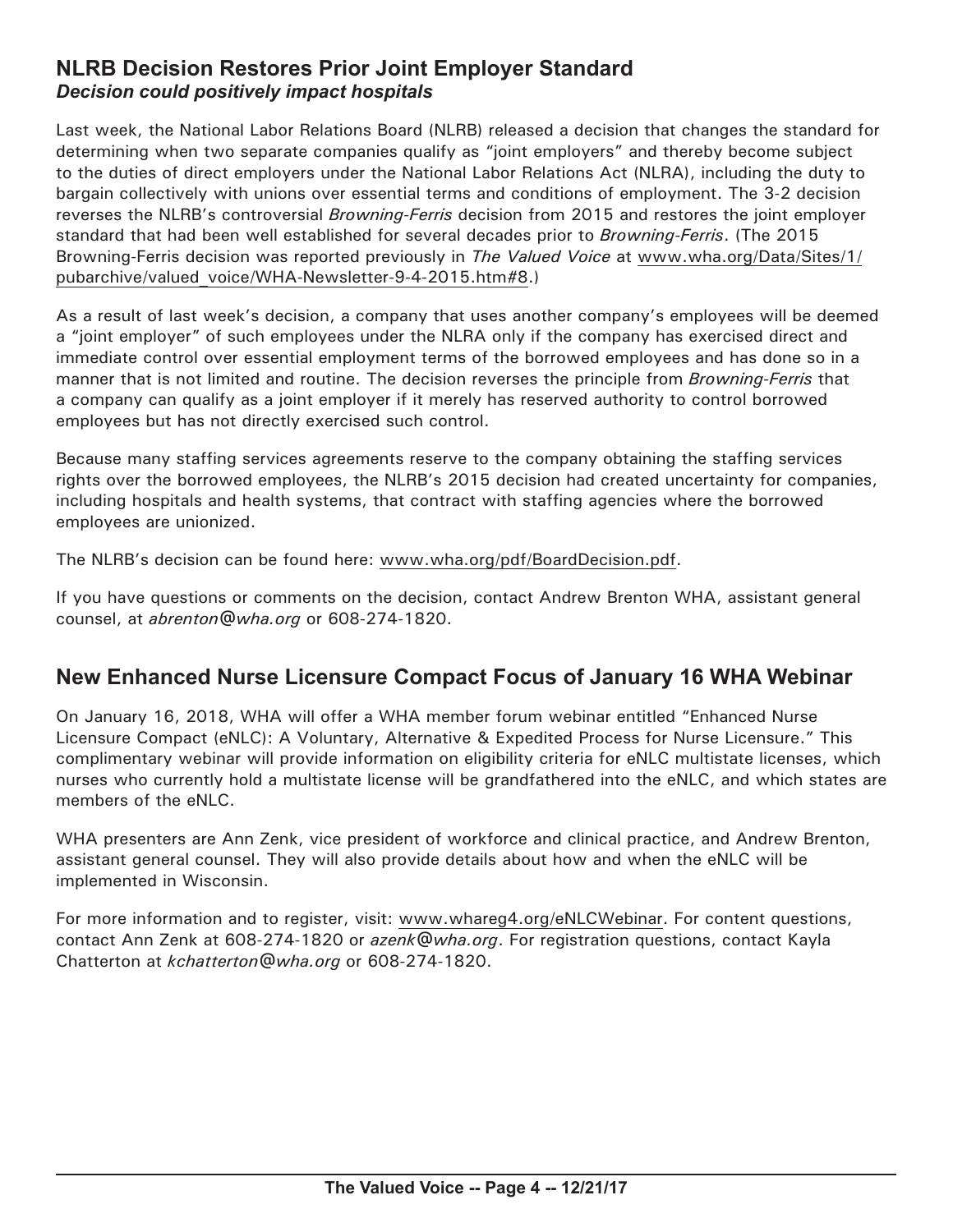## NLRB Decision Restores Prior Joint Employer Standard

***Decision could positively impact hospitals***

Last week, the National Labor Relations Board (NLRB) released a decision that changes the standard for determining when two separate companies qualify as "joint employers" and thereby become subject to the duties of direct employers under the National Labor Relations Act (NLRA), including the duty to bargain collectively with unions over essential terms and conditions of employment. The 3-2 decision reverses the NLRB's controversial *Browning-Ferris* decision from 2015 and restores the joint employer standard that had been well established for several decades prior to *Browning-Ferris*. (The 2015 Browning-Ferris decision was reported previously in *The Valued Voice* at www.wha.org/Data/Sites/1/pubarchive/valued_voice/WHA-Newsletter-9-4-2015.htm#8.)

As a result of last week's decision, a company that uses another company's employees will be deemed a "joint employer" of such employees under the NLRA only if the company has exercised direct and immediate control over essential employment terms of the borrowed employees and has done so in a manner that is not limited and routine. The decision reverses the principle from *Browning-Ferris* that a company can qualify as a joint employer if it merely has reserved authority to control borrowed employees but has not directly exercised such control.

Because many staffing services agreements reserve to the company obtaining the staffing services rights over the borrowed employees, the NLRB's 2015 decision had created uncertainty for companies, including hospitals and health systems, that contract with staffing agencies where the borrowed employees are unionized.

The NLRB's decision can be found here: www.wha.org/pdf/BoardDecision.pdf.

If you have questions or comments on the decision, contact Andrew Brenton WHA, assistant general counsel, at *abrenton@wha.org* or 608-274-1820.

## New Enhanced Nurse Licensure Compact Focus of January 16 WHA Webinar

On January 16, 2018, WHA will offer a WHA member forum webinar entitled "Enhanced Nurse Licensure Compact (eNLC): A Voluntary, Alternative & Expedited Process for Nurse Licensure." This complimentary webinar will provide information on eligibility criteria for eNLC multistate licenses, which nurses who currently hold a multistate license will be grandfathered into the eNLC, and which states are members of the eNLC.

WHA presenters are Ann Zenk, vice president of workforce and clinical practice, and Andrew Brenton, assistant general counsel. They will also provide details about how and when the eNLC will be implemented in Wisconsin.

For more information and to register, visit: www.whareg4.org/eNLCWebinar. For content questions, contact Ann Zenk at 608-274-1820 or *azenk@wha.org*. For registration questions, contact Kayla Chatterton at *kchatterton@wha.org* or 608-274-1820.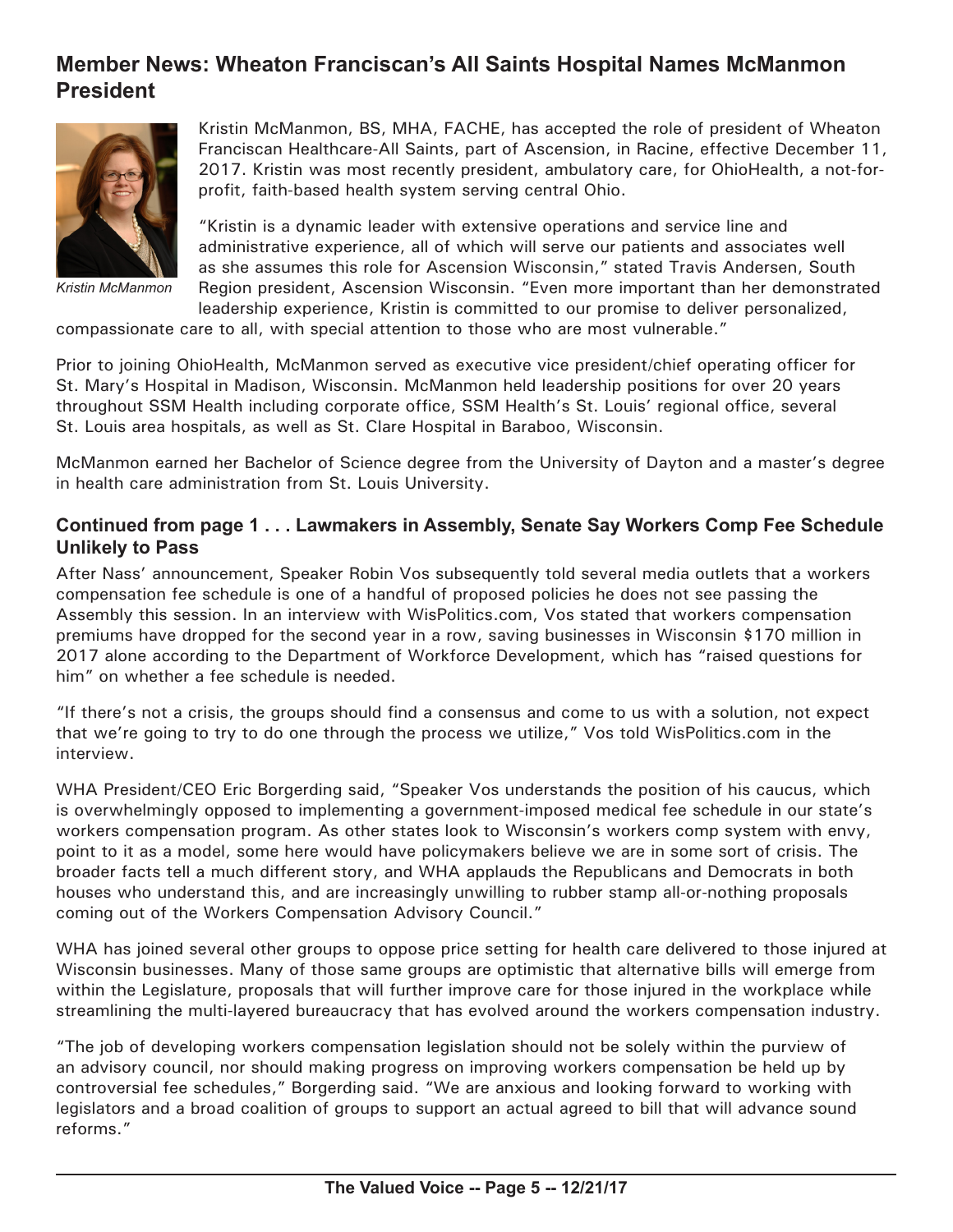## Member News: Wheaton Franciscan's All Saints Hospital Names McManmon President

*Kristin McManmon*

Kristin McManmon, BS, MHA, FACHE, has accepted the role of president of Wheaton Franciscan Healthcare-All Saints, part of Ascension, in Racine, effective December 11, 2017. Kristin was most recently president, ambulatory care, for OhioHealth, a not-for-profit, faith-based health system serving central Ohio.

"Kristin is a dynamic leader with extensive operations and service line and administrative experience, all of which will serve our patients and associates well as she assumes this role for Ascension Wisconsin," stated Travis Andersen, South Region president, Ascension Wisconsin. "Even more important than her demonstrated leadership experience, Kristin is committed to our promise to deliver personalized, compassionate care to all, with special attention to those who are most vulnerable."

Prior to joining OhioHealth, McManmon served as executive vice president/chief operating officer for St. Mary's Hospital in Madison, Wisconsin. McManmon held leadership positions for over 20 years throughout SSM Health including corporate office, SSM Health's St. Louis' regional office, several St. Louis area hospitals, as well as St. Clare Hospital in Baraboo, Wisconsin.

McManmon earned her Bachelor of Science degree from the University of Dayton and a master's degree in health care administration from St. Louis University.

### Continued from page 1 . . . Lawmakers in Assembly, Senate Say Workers Comp Fee Schedule Unlikely to Pass

After Nass' announcement, Speaker Robin Vos subsequently told several media outlets that a workers compensation fee schedule is one of a handful of proposed policies he does not see passing the Assembly this session. In an interview with WisPolitics.com, Vos stated that workers compensation premiums have dropped for the second year in a row, saving businesses in Wisconsin $170 million in 2017 alone according to the Department of Workforce Development, which has "raised questions for him" on whether a fee schedule is needed.

"If there's not a crisis, the groups should find a consensus and come to us with a solution, not expect that we're going to try to do one through the process we utilize," Vos told WisPolitics.com in the interview.

WHA President/CEO Eric Borgerding said, "Speaker Vos understands the position of his caucus, which is overwhelmingly opposed to implementing a government-imposed medical fee schedule in our state's workers compensation program. As other states look to Wisconsin's workers comp system with envy, point to it as a model, some here would have policymakers believe we are in some sort of crisis. The broader facts tell a much different story, and WHA applauds the Republicans and Democrats in both houses who understand this, and are increasingly unwilling to rubber stamp all-or-nothing proposals coming out of the Workers Compensation Advisory Council."

WHA has joined several other groups to oppose price setting for health care delivered to those injured at Wisconsin businesses. Many of those same groups are optimistic that alternative bills will emerge from within the Legislature, proposals that will further improve care for those injured in the workplace while streamlining the multi-layered bureaucracy that has evolved around the workers compensation industry.

"The job of developing workers compensation legislation should not be solely within the purview of an advisory council, nor should making progress on improving workers compensation be held up by controversial fee schedules," Borgerding said. "We are anxious and looking forward to working with legislators and a broad coalition of groups to support an actual agreed to bill that will advance sound reforms."